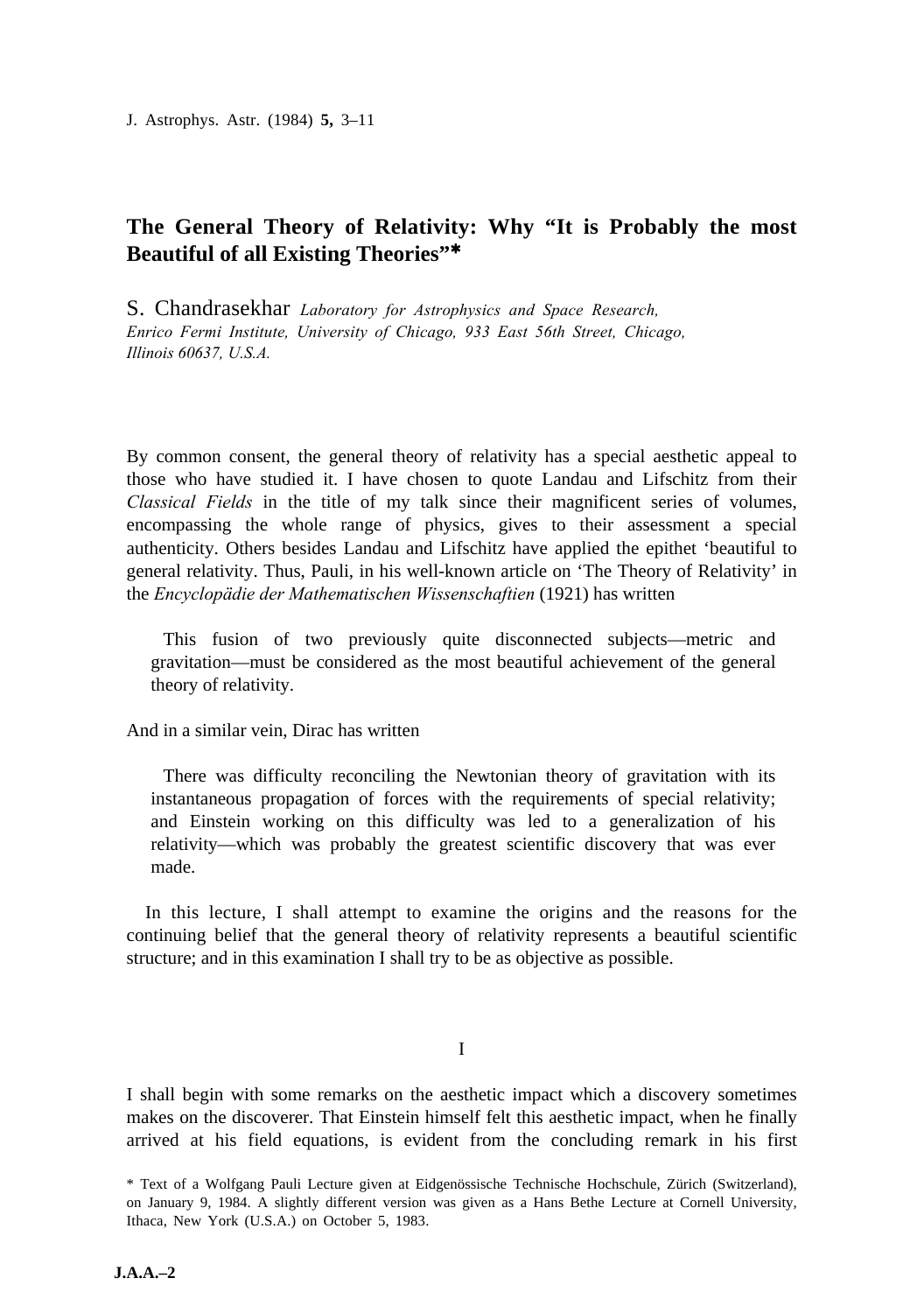# The General Theory of Relativity: Why "It is Probably the most Beautiful of all Existing Theories"*

S. Chandrasekhar *Laboratory for Astrophysics and Space Research, Enrico Fermi Institute, University of Chicago, 933 East 56th Street, Chicago, Illinois 60637, U.S.A.*

By common consent, the general theory of relativity has a special aesthetic appeal to those who have studied it. I have chosen to quote Landau and Lifschitz from their *Classical Fields* in the title of my talk since their magnificent series of volumes, encompassing the whole range of physics, gives to their assessment a special authenticity. Others besides Landau and Lifschitz have applied the epithet 'beautiful to general relativity. Thus, Pauli, in his well-known article on 'The Theory of Relativity' in the *Encyclopädie der Mathematischen Wissenschaftien* (1921) has written

> This fusion of two previously quite disconnected subjects—metric and gravitation—must be considered as the most beautiful achievement of the general theory of relativity.

And in a similar vein, Dirac has written

> There was difficulty reconciling the Newtonian theory of gravitation with its instantaneous propagation of forces with the requirements of special relativity; and Einstein working on this difficulty was led to a generalization of his relativity—which was probably the greatest scientific discovery that was ever made.

In this lecture, I shall attempt to examine the origins and the reasons for the continuing belief that the general theory of relativity represents a beautiful scientific structure; and in this examination I shall try to be as objective as possible.

## I

I shall begin with some remarks on the aesthetic impact which a discovery sometimes makes on the discoverer. That Einstein himself felt this aesthetic impact, when he finally arrived at his field equations, is evident from the concluding remark in his first

\* Text of a Wolfgang Pauli Lecture given at Eidgenössische Technische Hochschule, Zürich (Switzerland), on January 9, 1984. A slightly different version was given as a Hans Bethe Lecture at Cornell University, Ithaca, New York (U.S.A.) on October 5, 1983.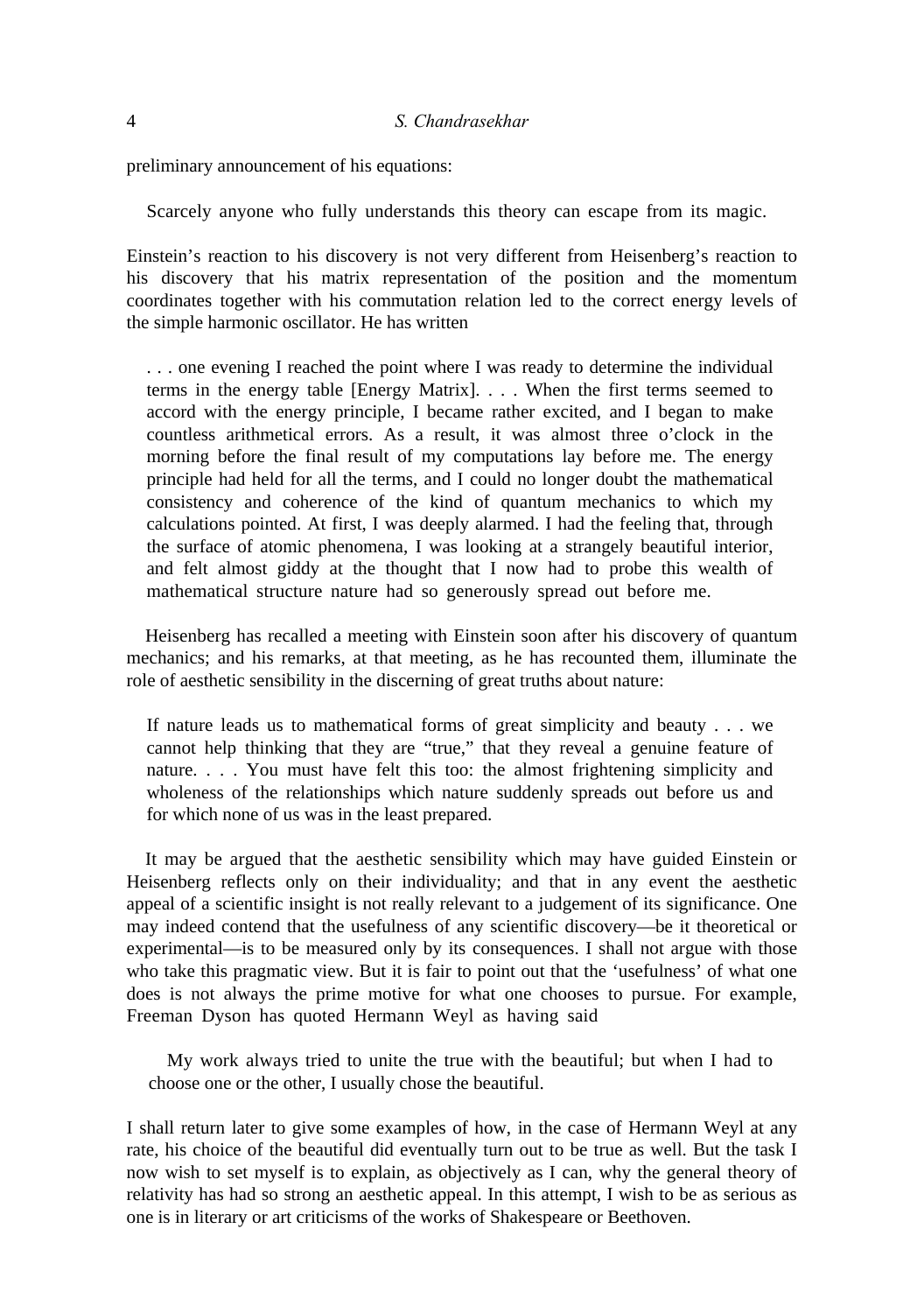preliminary announcement of his equations:

> Scarcely anyone who fully understands this theory can escape from its magic.

Einstein's reaction to his discovery is not very different from Heisenberg's reaction to his discovery that his matrix representation of the position and the momentum coordinates together with his commutation relation led to the correct energy levels of the simple harmonic oscillator. He has written

> . . . one evening I reached the point where I was ready to determine the individual terms in the energy table [Energy Matrix]. . . . When the first terms seemed to accord with the energy principle, I became rather excited, and I began to make countless arithmetical errors. As a result, it was almost three o'clock in the morning before the final result of my computations lay before me. The energy principle had held for all the terms, and I could no longer doubt the mathematical consistency and coherence of the kind of quantum mechanics to which my calculations pointed. At first, I was deeply alarmed. I had the feeling that, through the surface of atomic phenomena, I was looking at a strangely beautiful interior, and felt almost giddy at the thought that I now had to probe this wealth of mathematical structure nature had so generously spread out before me.

Heisenberg has recalled a meeting with Einstein soon after his discovery of quantum mechanics; and his remarks, at that meeting, as he has recounted them, illuminate the role of aesthetic sensibility in the discerning of great truths about nature:

> If nature leads us to mathematical forms of great simplicity and beauty . . . we cannot help thinking that they are "true," that they reveal a genuine feature of nature. . . . You must have felt this too: the almost frightening simplicity and wholeness of the relationships which nature suddenly spreads out before us and for which none of us was in the least prepared.

It may be argued that the aesthetic sensibility which may have guided Einstein or Heisenberg reflects only on their individuality; and that in any event the aesthetic appeal of a scientific insight is not really relevant to a judgement of its significance. One may indeed contend that the usefulness of any scientific discovery—be it theoretical or experimental—is to be measured only by its consequences. I shall not argue with those who take this pragmatic view. But it is fair to point out that the 'usefulness' of what one does is not always the prime motive for what one chooses to pursue. For example, Freeman Dyson has quoted Hermann Weyl as having said

> My work always tried to unite the true with the beautiful; but when I had to choose one or the other, I usually chose the beautiful.

I shall return later to give some examples of how, in the case of Hermann Weyl at any rate, his choice of the beautiful did eventually turn out to be true as well. But the task I now wish to set myself is to explain, as objectively as I can, why the general theory of relativity has had so strong an aesthetic appeal. In this attempt, I wish to be as serious as one is in literary or art criticisms of the works of Shakespeare or Beethoven.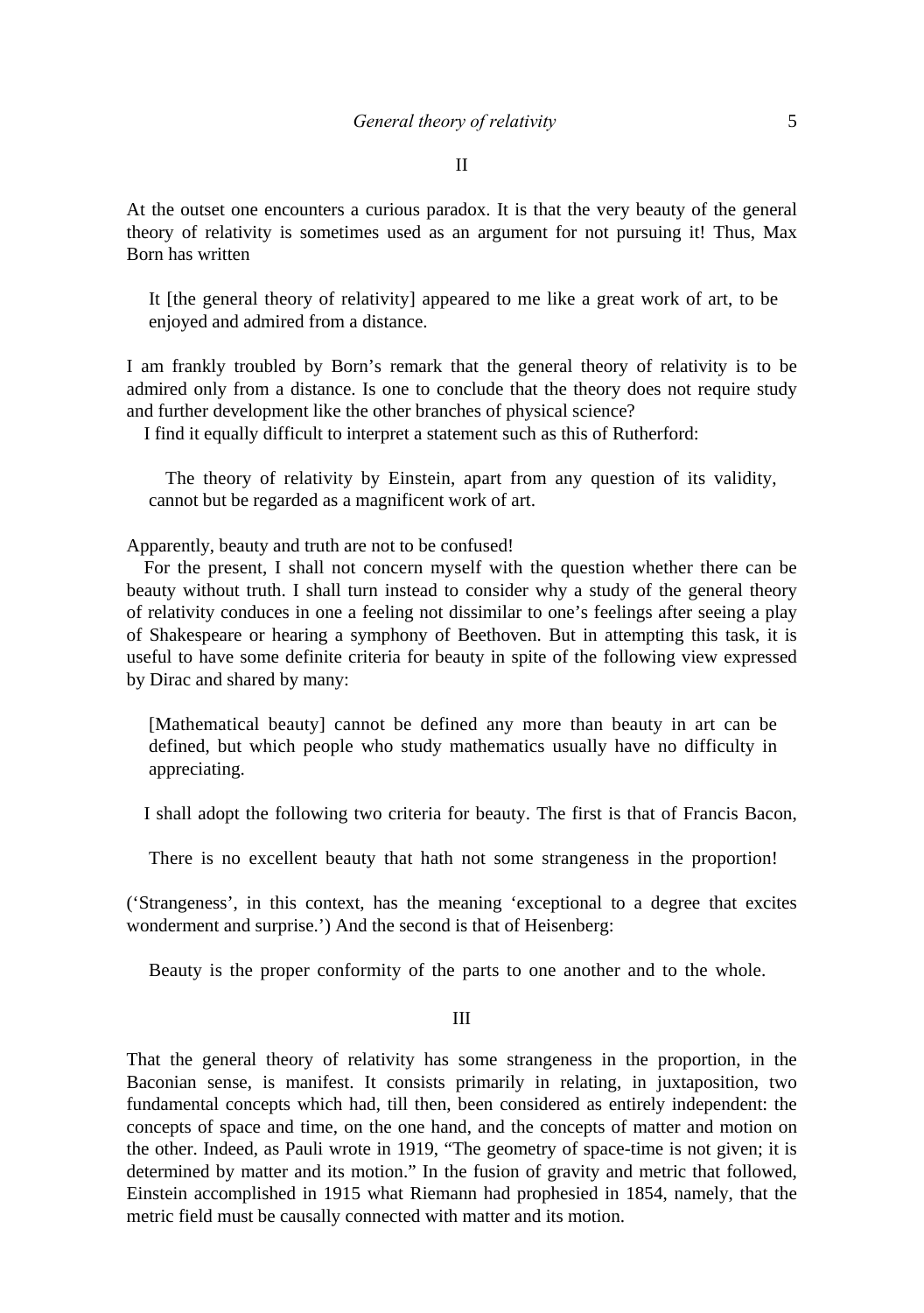## II

At the outset one encounters a curious paradox. It is that the very beauty of the general theory of relativity is sometimes used as an argument for not pursuing it! Thus, Max Born has written

> It [the general theory of relativity] appeared to me like a great work of art, to be enjoyed and admired from a distance.

I am frankly troubled by Born's remark that the general theory of relativity is to be admired only from a distance. Is one to conclude that the theory does not require study and further development like the other branches of physical science?

I find it equally difficult to interpret a statement such as this of Rutherford:

> The theory of relativity by Einstein, apart from any question of its validity, cannot but be regarded as a magnificent work of art.

Apparently, beauty and truth are not to be confused!

For the present, I shall not concern myself with the question whether there can be beauty without truth. I shall turn instead to consider why a study of the general theory of relativity conduces in one a feeling not dissimilar to one's feelings after seeing a play of Shakespeare or hearing a symphony of Beethoven. But in attempting this task, it is useful to have some definite criteria for beauty in spite of the following view expressed by Dirac and shared by many:

> [Mathematical beauty] cannot be defined any more than beauty in art can be defined, but which people who study mathematics usually have no difficulty in appreciating.

I shall adopt the following two criteria for beauty. The first is that of Francis Bacon,

> There is no excellent beauty that hath not some strangeness in the proportion!

('Strangeness', in this context, has the meaning 'exceptional to a degree that excites wonderment and surprise.') And the second is that of Heisenberg:

> Beauty is the proper conformity of the parts to one another and to the whole.

## III

That the general theory of relativity has some strangeness in the proportion, in the Baconian sense, is manifest. It consists primarily in relating, in juxtaposition, two fundamental concepts which had, till then, been considered as entirely independent: the concepts of space and time, on the one hand, and the concepts of matter and motion on the other. Indeed, as Pauli wrote in 1919, "The geometry of space-time is not given; it is determined by matter and its motion." In the fusion of gravity and metric that followed, Einstein accomplished in 1915 what Riemann had prophesied in 1854, namely, that the metric field must be causally connected with matter and its motion.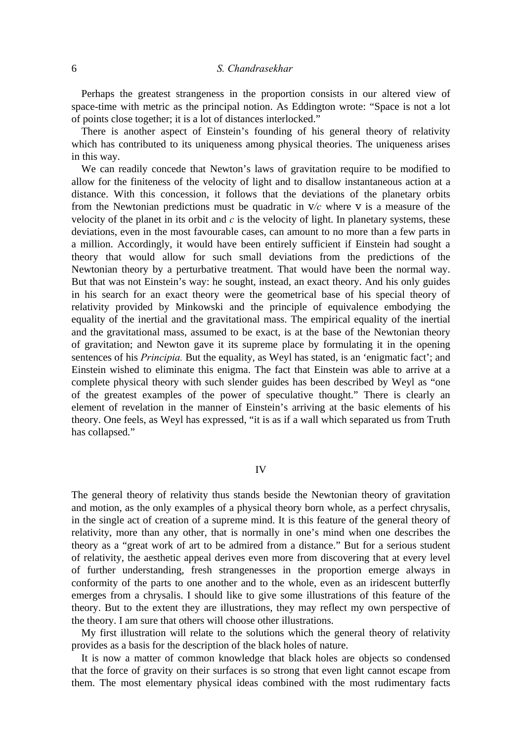Perhaps the greatest strangeness in the proportion consists in our altered view of space-time with metric as the principal notion. As Eddington wrote: "Space is not a lot of points close together; it is a lot of distances interlocked."

There is another aspect of Einstein's founding of his general theory of relativity which has contributed to its uniqueness among physical theories. The uniqueness arises in this way.

We can readily concede that Newton's laws of gravitation require to be modified to allow for the finiteness of the velocity of light and to disallow instantaneous action at a distance. With this concession, it follows that the deviations of the planetary orbits from the Newtonian predictions must be quadratic in $v/c$ where $v$ is a measure of the velocity of the planet in its orbit and $c$ is the velocity of light. In planetary systems, these deviations, even in the most favourable cases, can amount to no more than a few parts in a million. Accordingly, it would have been entirely sufficient if Einstein had sought a theory that would allow for such small deviations from the predictions of the Newtonian theory by a perturbative treatment. That would have been the normal way. But that was not Einstein's way: he sought, instead, an exact theory. And his only guides in his search for an exact theory were the geometrical base of his special theory of relativity provided by Minkowski and the principle of equivalence embodying the equality of the inertial and the gravitational mass. The empirical equality of the inertial and the gravitational mass, assumed to be exact, is at the base of the Newtonian theory of gravitation; and Newton gave it its supreme place by formulating it in the opening sentences of his *Principia.* But the equality, as Weyl has stated, is an 'enigmatic fact'; and Einstein wished to eliminate this enigma. The fact that Einstein was able to arrive at a complete physical theory with such slender guides has been described by Weyl as "one of the greatest examples of the power of speculative thought." There is clearly an element of revelation in the manner of Einstein's arriving at the basic elements of his theory. One feels, as Weyl has expressed, "it is as if a wall which separated us from Truth has collapsed."

## IV

The general theory of relativity thus stands beside the Newtonian theory of gravitation and motion, as the only examples of a physical theory born whole, as a perfect chrysalis, in the single act of creation of a supreme mind. It is this feature of the general theory of relativity, more than any other, that is normally in one's mind when one describes the theory as a "great work of art to be admired from a distance." But for a serious student of relativity, the aesthetic appeal derives even more from discovering that at every level of further understanding, fresh strangenesses in the proportion emerge always in conformity of the parts to one another and to the whole, even as an iridescent butterfly emerges from a chrysalis. I should like to give some illustrations of this feature of the theory. But to the extent they are illustrations, they may reflect my own perspective of the theory. I am sure that others will choose other illustrations.

My first illustration will relate to the solutions which the general theory of relativity provides as a basis for the description of the black holes of nature.

It is now a matter of common knowledge that black holes are objects so condensed that the force of gravity on their surfaces is so strong that even light cannot escape from them. The most elementary physical ideas combined with the most rudimentary facts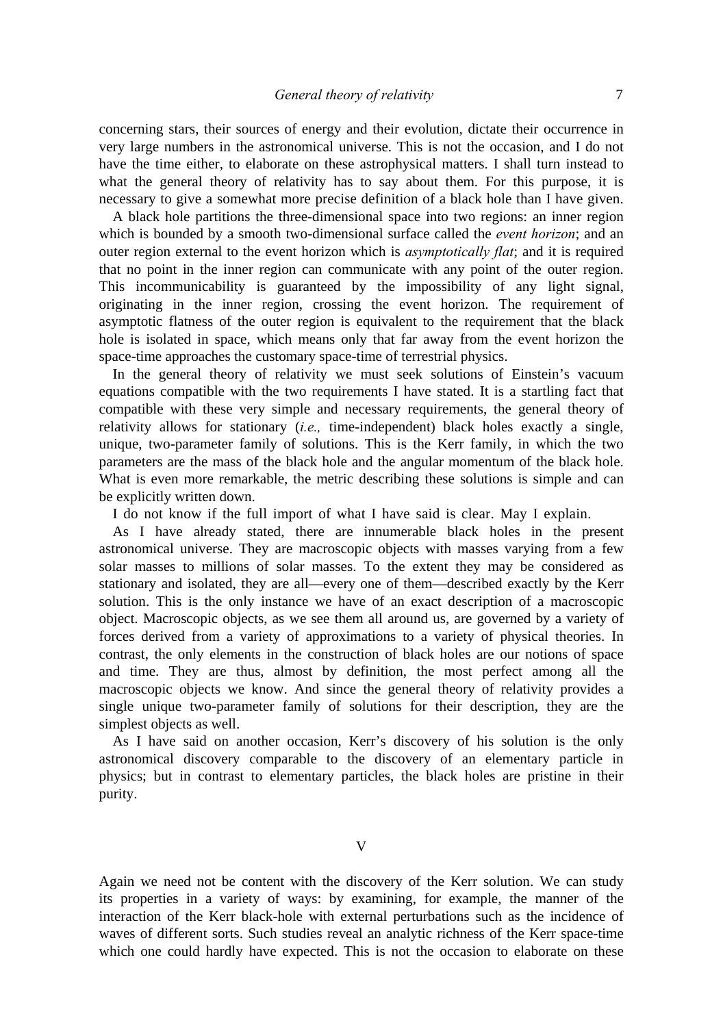concerning stars, their sources of energy and their evolution, dictate their occurrence in very large numbers in the astronomical universe. This is not the occasion, and I do not have the time either, to elaborate on these astrophysical matters. I shall turn instead to what the general theory of relativity has to say about them. For this purpose, it is necessary to give a somewhat more precise definition of a black hole than I have given.

A black hole partitions the three-dimensional space into two regions: an inner region which is bounded by a smooth two-dimensional surface called the *event horizon*; and an outer region external to the event horizon which is *asymptotically flat*; and it is required that no point in the inner region can communicate with any point of the outer region. This incommunicability is guaranteed by the impossibility of any light signal, originating in the inner region, crossing the event horizon. The requirement of asymptotic flatness of the outer region is equivalent to the requirement that the black hole is isolated in space, which means only that far away from the event horizon the space-time approaches the customary space-time of terrestrial physics.

In the general theory of relativity we must seek solutions of Einstein's vacuum equations compatible with the two requirements I have stated. It is a startling fact that compatible with these very simple and necessary requirements, the general theory of relativity allows for stationary (*i.e.,* time-independent) black holes exactly a single, unique, two-parameter family of solutions. This is the Kerr family, in which the two parameters are the mass of the black hole and the angular momentum of the black hole. What is even more remarkable, the metric describing these solutions is simple and can be explicitly written down.

I do not know if the full import of what I have said is clear. May I explain.

As I have already stated, there are innumerable black holes in the present astronomical universe. They are macroscopic objects with masses varying from a few solar masses to millions of solar masses. To the extent they may be considered as stationary and isolated, they are all—every one of them—described exactly by the Kerr solution. This is the only instance we have of an exact description of a macroscopic object. Macroscopic objects, as we see them all around us, are governed by a variety of forces derived from a variety of approximations to a variety of physical theories. In contrast, the only elements in the construction of black holes are our notions of space and time. They are thus, almost by definition, the most perfect among all the macroscopic objects we know. And since the general theory of relativity provides a single unique two-parameter family of solutions for their description, they are the simplest objects as well.

As I have said on another occasion, Kerr's discovery of his solution is the only astronomical discovery comparable to the discovery of an elementary particle in physics; but in contrast to elementary particles, the black holes are pristine in their purity.

## V

Again we need not be content with the discovery of the Kerr solution. We can study its properties in a variety of ways: by examining, for example, the manner of the interaction of the Kerr black-hole with external perturbations such as the incidence of waves of different sorts. Such studies reveal an analytic richness of the Kerr space-time which one could hardly have expected. This is not the occasion to elaborate on these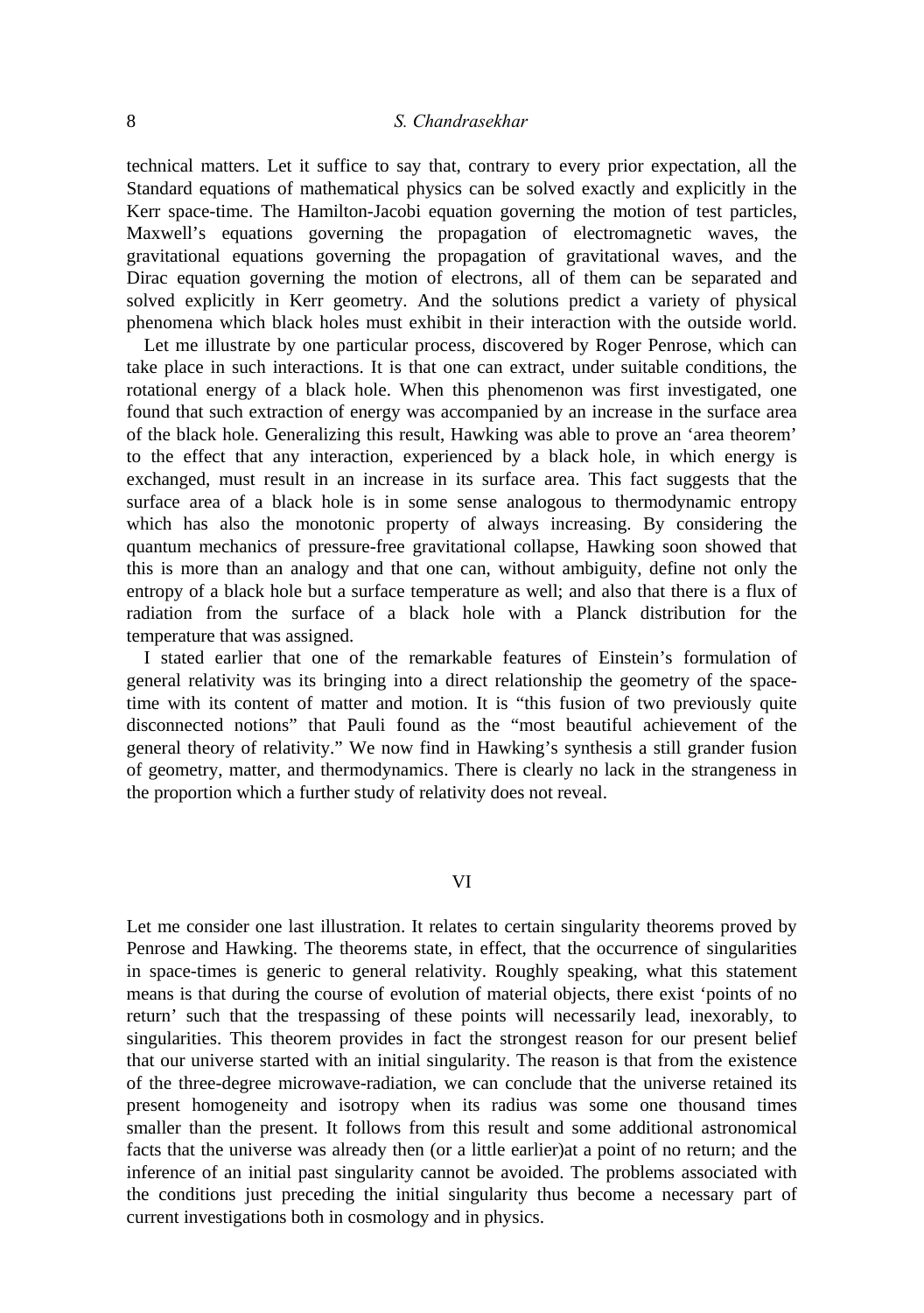technical matters. Let it suffice to say that, contrary to every prior expectation, all the Standard equations of mathematical physics can be solved exactly and explicitly in the Kerr space-time. The Hamilton-Jacobi equation governing the motion of test particles, Maxwell's equations governing the propagation of electromagnetic waves, the gravitational equations governing the propagation of gravitational waves, and the Dirac equation governing the motion of electrons, all of them can be separated and solved explicitly in Kerr geometry. And the solutions predict a variety of physical phenomena which black holes must exhibit in their interaction with the outside world.

Let me illustrate by one particular process, discovered by Roger Penrose, which can take place in such interactions. It is that one can extract, under suitable conditions, the rotational energy of a black hole. When this phenomenon was first investigated, one found that such extraction of energy was accompanied by an increase in the surface area of the black hole. Generalizing this result, Hawking was able to prove an 'area theorem' to the effect that any interaction, experienced by a black hole, in which energy is exchanged, must result in an increase in its surface area. This fact suggests that the surface area of a black hole is in some sense analogous to thermodynamic entropy which has also the monotonic property of always increasing. By considering the quantum mechanics of pressure-free gravitational collapse, Hawking soon showed that this is more than an analogy and that one can, without ambiguity, define not only the entropy of a black hole but a surface temperature as well; and also that there is a flux of radiation from the surface of a black hole with a Planck distribution for the temperature that was assigned.

I stated earlier that one of the remarkable features of Einstein's formulation of general relativity was its bringing into a direct relationship the geometry of the space-time with its content of matter and motion. It is "this fusion of two previously quite disconnected notions" that Pauli found as the "most beautiful achievement of the general theory of relativity." We now find in Hawking's synthesis a still grander fusion of geometry, matter, and thermodynamics. There is clearly no lack in the strangeness in the proportion which a further study of relativity does not reveal.

## VI

Let me consider one last illustration. It relates to certain singularity theorems proved by Penrose and Hawking. The theorems state, in effect, that the occurrence of singularities in space-times is generic to general relativity. Roughly speaking, what this statement means is that during the course of evolution of material objects, there exist 'points of no return' such that the trespassing of these points will necessarily lead, inexorably, to singularities. This theorem provides in fact the strongest reason for our present belief that our universe started with an initial singularity. The reason is that from the existence of the three-degree microwave-radiation, we can conclude that the universe retained its present homogeneity and isotropy when its radius was some one thousand times smaller than the present. It follows from this result and some additional astronomical facts that the universe was already then (or a little earlier)at a point of no return; and the inference of an initial past singularity cannot be avoided. The problems associated with the conditions just preceding the initial singularity thus become a necessary part of current investigations both in cosmology and in physics.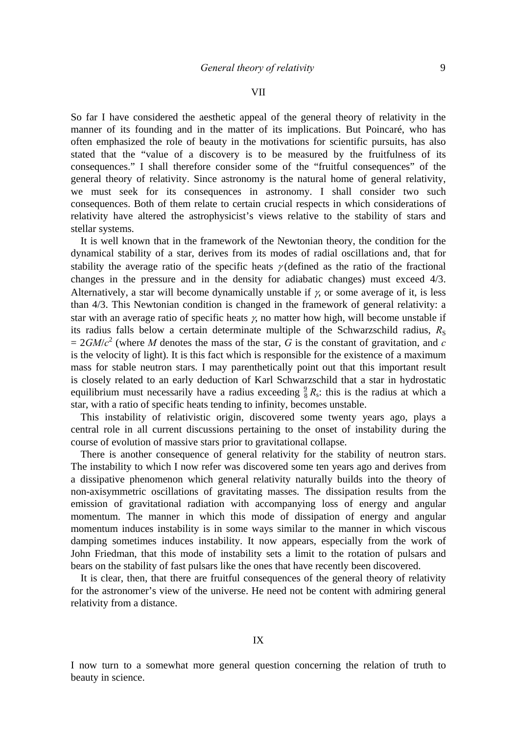## VII

So far I have considered the aesthetic appeal of the general theory of relativity in the manner of its founding and in the matter of its implications. But Poincaré, who has often emphasized the role of beauty in the motivations for scientific pursuits, has also stated that the "value of a discovery is to be measured by the fruitfulness of its consequences." I shall therefore consider some of the "fruitful consequences" of the general theory of relativity. Since astronomy is the natural home of general relativity, we must seek for its consequences in astronomy. I shall consider two such consequences. Both of them relate to certain crucial respects in which considerations of relativity have altered the astrophysicist's views relative to the stability of stars and stellar systems.

It is well known that in the framework of the Newtonian theory, the condition for the dynamical stability of a star, derives from its modes of radial oscillations and, that for stability the average ratio of the specific heats $\gamma$ (defined as the ratio of the fractional changes in the pressure and in the density for adiabatic changes) must exceed 4/3. Alternatively, a star will become dynamically unstable if $\gamma$, or some average of it, is less than 4/3. This Newtonian condition is changed in the framework of general relativity: a star with an average ratio of specific heats $\gamma$, no matter how high, will become unstable if its radius falls below a certain determinate multiple of the Schwarzschild radius, $R_S = 2GM/c^2$ (where $M$ denotes the mass of the star, $G$ is the constant of gravitation, and $c$ is the velocity of light). It is this fact which is responsible for the existence of a maximum mass for stable neutron stars. I may parenthetically point out that this important result is closely related to an early deduction of Karl Schwarzschild that a star in hydrostatic equilibrium must necessarily have a radius exceeding $\frac{9}{8}R_s$: this is the radius at which a star, with a ratio of specific heats tending to infinity, becomes unstable.

This instability of relativistic origin, discovered some twenty years ago, plays a central role in all current discussions pertaining to the onset of instability during the course of evolution of massive stars prior to gravitational collapse.

There is another consequence of general relativity for the stability of neutron stars. The instability to which I now refer was discovered some ten years ago and derives from a dissipative phenomenon which general relativity naturally builds into the theory of non-axisymmetric oscillations of gravitating masses. The dissipation results from the emission of gravitational radiation with accompanying loss of energy and angular momentum. The manner in which this mode of dissipation of energy and angular momentum induces instability is in some ways similar to the manner in which viscous damping sometimes induces instability. It now appears, especially from the work of John Friedman, that this mode of instability sets a limit to the rotation of pulsars and bears on the stability of fast pulsars like the ones that have recently been discovered.

It is clear, then, that there are fruitful consequences of the general theory of relativity for the astronomer's view of the universe. He need not be content with admiring general relativity from a distance.

## IX

I now turn to a somewhat more general question concerning the relation of truth to beauty in science.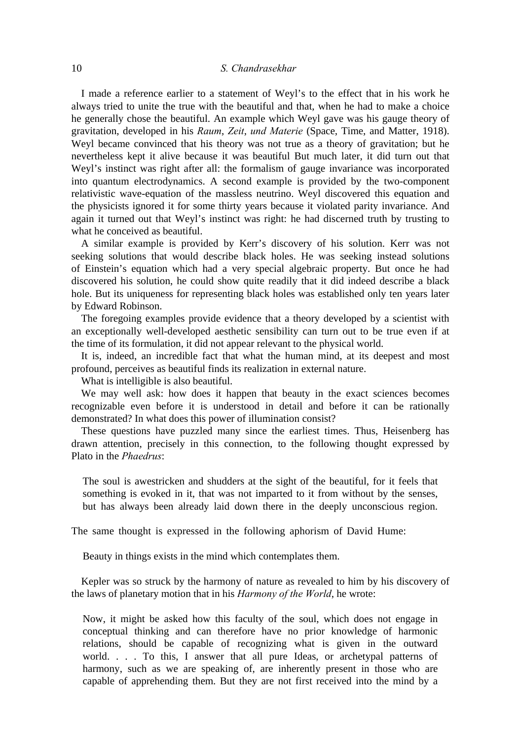I made a reference earlier to a statement of Weyl's to the effect that in his work he always tried to unite the true with the beautiful and that, when he had to make a choice he generally chose the beautiful. An example which Weyl gave was his gauge theory of gravitation, developed in his *Raum*, *Zeit*, *und Materie* (Space, Time, and Matter, 1918). Weyl became convinced that his theory was not true as a theory of gravitation; but he nevertheless kept it alive because it was beautiful But much later, it did turn out that Weyl's instinct was right after all: the formalism of gauge invariance was incorporated into quantum electrodynamics. A second example is provided by the two-component relativistic wave-equation of the massless neutrino. Weyl discovered this equation and the physicists ignored it for some thirty years because it violated parity invariance. And again it turned out that Weyl's instinct was right: he had discerned truth by trusting to what he conceived as beautiful.

A similar example is provided by Kerr's discovery of his solution. Kerr was not seeking solutions that would describe black holes. He was seeking instead solutions of Einstein's equation which had a very special algebraic property. But once he had discovered his solution, he could show quite readily that it did indeed describe a black hole. But its uniqueness for representing black holes was established only ten years later by Edward Robinson.

The foregoing examples provide evidence that a theory developed by a scientist with an exceptionally well-developed aesthetic sensibility can turn out to be true even if at the time of its formulation, it did not appear relevant to the physical world.

It is, indeed, an incredible fact that what the human mind, at its deepest and most profound, perceives as beautiful finds its realization in external nature.

What is intelligible is also beautiful.

We may well ask: how does it happen that beauty in the exact sciences becomes recognizable even before it is understood in detail and before it can be rationally demonstrated? In what does this power of illumination consist?

These questions have puzzled many since the earliest times. Thus, Heisenberg has drawn attention, precisely in this connection, to the following thought expressed by Plato in the *Phaedrus*:

> The soul is awestricken and shudders at the sight of the beautiful, for it feels that something is evoked in it, that was not imparted to it from without by the senses, but has always been already laid down there in the deeply unconscious region.

The same thought is expressed in the following aphorism of David Hume:

> Beauty in things exists in the mind which contemplates them.

Kepler was so struck by the harmony of nature as revealed to him by his discovery of the laws of planetary motion that in his *Harmony of the World*, he wrote:

> Now, it might be asked how this faculty of the soul, which does not engage in conceptual thinking and can therefore have no prior knowledge of harmonic relations, should be capable of recognizing what is given in the outward world. . . . To this, I answer that all pure Ideas, or archetypal patterns of harmony, such as we are speaking of, are inherently present in those who are capable of apprehending them. But they are not first received into the mind by a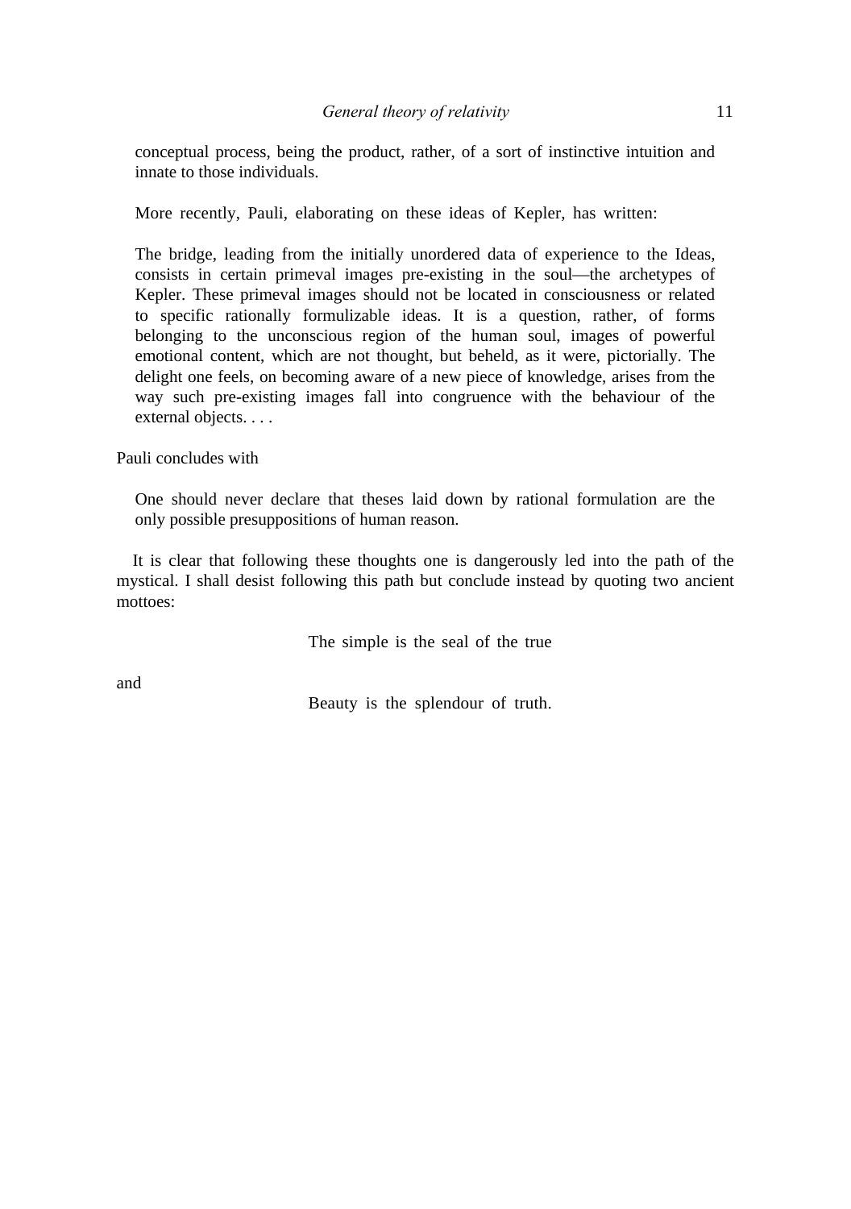> conceptual process, being the product, rather, of a sort of instinctive intuition and innate to those individuals.
>
> More recently, Pauli, elaborating on these ideas of Kepler, has written:
>
> The bridge, leading from the initially unordered data of experience to the Ideas, consists in certain primeval images pre-existing in the soul—the archetypes of Kepler. These primeval images should not be located in consciousness or related to specific rationally formulizable ideas. It is a question, rather, of forms belonging to the unconscious region of the human soul, images of powerful emotional content, which are not thought, but beheld, as it were, pictorially. The delight one feels, on becoming aware of a new piece of knowledge, arises from the way such pre-existing images fall into congruence with the behaviour of the external objects. . . .

Pauli concludes with

> One should never declare that theses laid down by rational formulation are the only possible presuppositions of human reason.

It is clear that following these thoughts one is dangerously led into the path of the mystical. I shall desist following this path but conclude instead by quoting two ancient mottoes:

The simple is the seal of the true

and

Beauty is the splendour of truth.